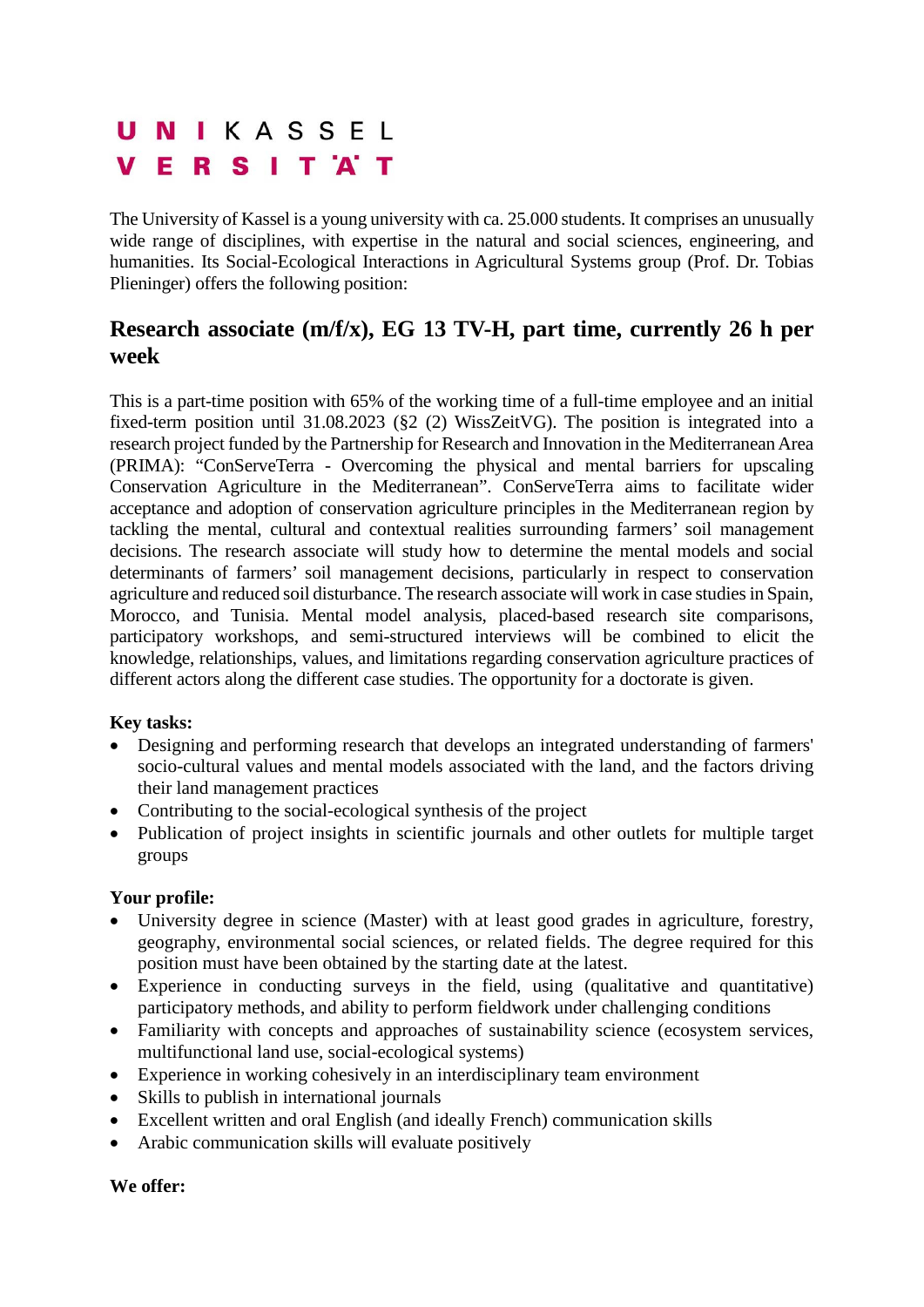UNIKASSEL VERSITÄT

The University of Kassel is a young university with ca. 25.000 students. It comprises an unusually wide range of disciplines, with expertise in the natural and social sciences, engineering, and humanities. Its Social-Ecological Interactions in Agricultural Systems group (Prof. Dr. Tobias Plieninger) offers the following position:

## Research associate (m/f/x), EG 13 TV-H, part time, currently 26 h per week

This is a part-time position with 65% of the working time of a full-time employee and an initial fixed-term position until 31.08.2023 (§2 (2) WissZeitVG). The position is integrated into a research project funded by the Partnership for Research and Innovation in the Mediterranean Area (PRIMA): "ConServeTerra - Overcoming the physical and mental barriers for upscaling Conservation Agriculture in the Mediterranean". ConServeTerra aims to facilitate wider acceptance and adoption of conservation agriculture principles in the Mediterranean region by tackling the mental, cultural and contextual realities surrounding farmers' soil management decisions. The research associate will study how to determine the mental models and social determinants of farmers' soil management decisions, particularly in respect to conservation agriculture and reduced soil disturbance. The research associate will work in case studies in Spain, Morocco, and Tunisia. Mental model analysis, placed-based research site comparisons, participatory workshops, and semi-structured interviews will be combined to elicit the knowledge, relationships, values, and limitations regarding conservation agriculture practices of different actors along the different case studies. The opportunity for a doctorate is given.

**Key tasks:**

- Designing and performing research that develops an integrated understanding of farmers' socio-cultural values and mental models associated with the land, and the factors driving their land management practices
- Contributing to the social-ecological synthesis of the project
- Publication of project insights in scientific journals and other outlets for multiple target groups

**Your profile:**

- University degree in science (Master) with at least good grades in agriculture, forestry, geography, environmental social sciences, or related fields. The degree required for this position must have been obtained by the starting date at the latest.
- Experience in conducting surveys in the field, using (qualitative and quantitative) participatory methods, and ability to perform fieldwork under challenging conditions
- Familiarity with concepts and approaches of sustainability science (ecosystem services, multifunctional land use, social-ecological systems)
- Experience in working cohesively in an interdisciplinary team environment
- Skills to publish in international journals
- Excellent written and oral English (and ideally French) communication skills
- Arabic communication skills will evaluate positively

**We offer:**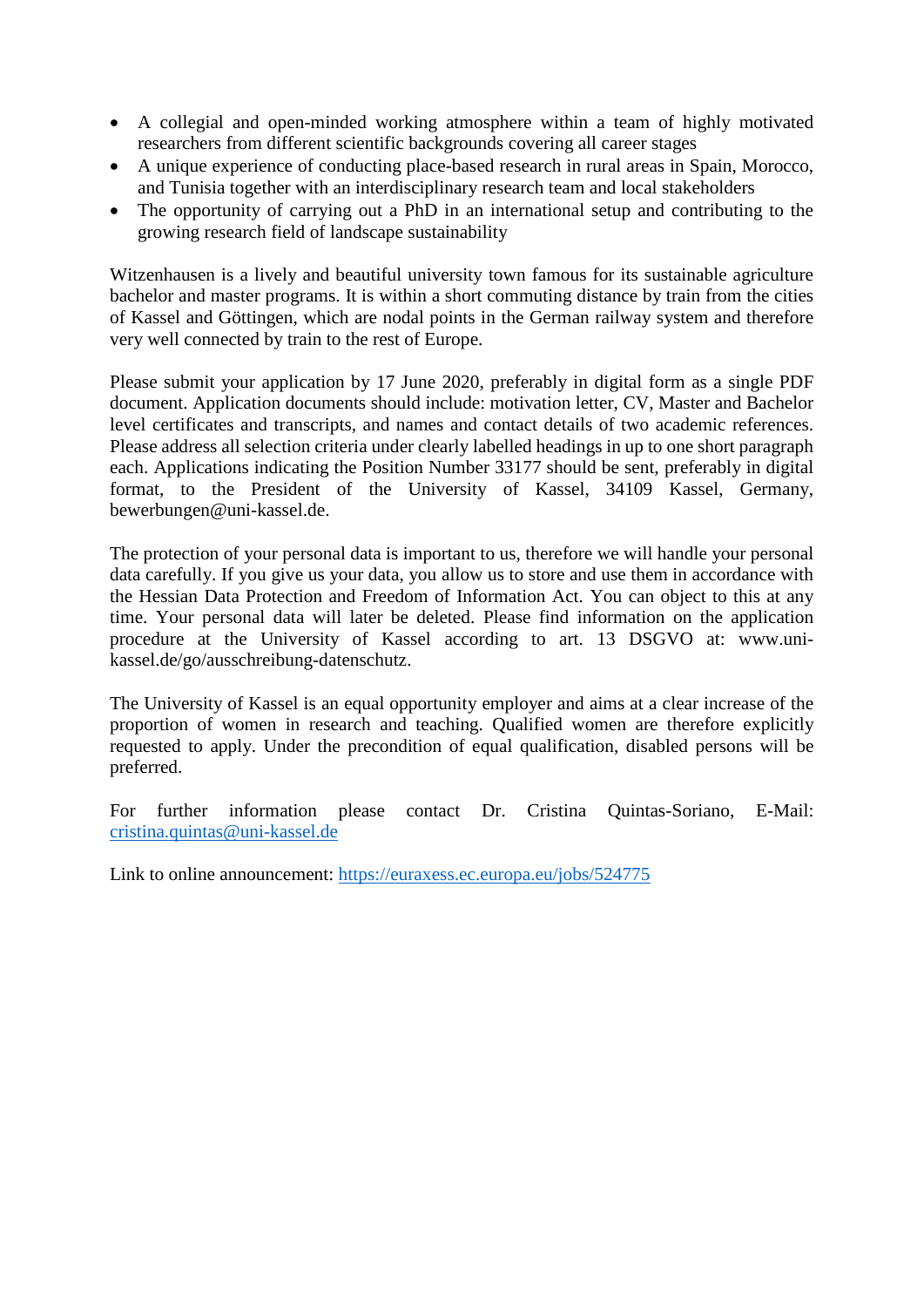- A collegial and open-minded working atmosphere within a team of highly motivated researchers from different scientific backgrounds covering all career stages
- A unique experience of conducting place-based research in rural areas in Spain, Morocco, and Tunisia together with an interdisciplinary research team and local stakeholders
- The opportunity of carrying out a PhD in an international setup and contributing to the growing research field of landscape sustainability

Witzenhausen is a lively and beautiful university town famous for its sustainable agriculture bachelor and master programs. It is within a short commuting distance by train from the cities of Kassel and Göttingen, which are nodal points in the German railway system and therefore very well connected by train to the rest of Europe.

Please submit your application by 17 June 2020, preferably in digital form as a single PDF document. Application documents should include: motivation letter, CV, Master and Bachelor level certificates and transcripts, and names and contact details of two academic references. Please address all selection criteria under clearly labelled headings in up to one short paragraph each. Applications indicating the Position Number 33177 should be sent, preferably in digital format, to the President of the University of Kassel, 34109 Kassel, Germany, bewerbungen@uni-kassel.de.

The protection of your personal data is important to us, therefore we will handle your personal data carefully. If you give us your data, you allow us to store and use them in accordance with the Hessian Data Protection and Freedom of Information Act. You can object to this at any time. Your personal data will later be deleted. Please find information on the application procedure at the University of Kassel according to art. 13 DSGVO at: www.uni-kassel.de/go/ausschreibung-datenschutz.

The University of Kassel is an equal opportunity employer and aims at a clear increase of the proportion of women in research and teaching. Qualified women are therefore explicitly requested to apply. Under the precondition of equal qualification, disabled persons will be preferred.

For further information please contact Dr. Cristina Quintas-Soriano, E-Mail: cristina.quintas@uni-kassel.de

Link to online announcement: https://euraxess.ec.europa.eu/jobs/524775